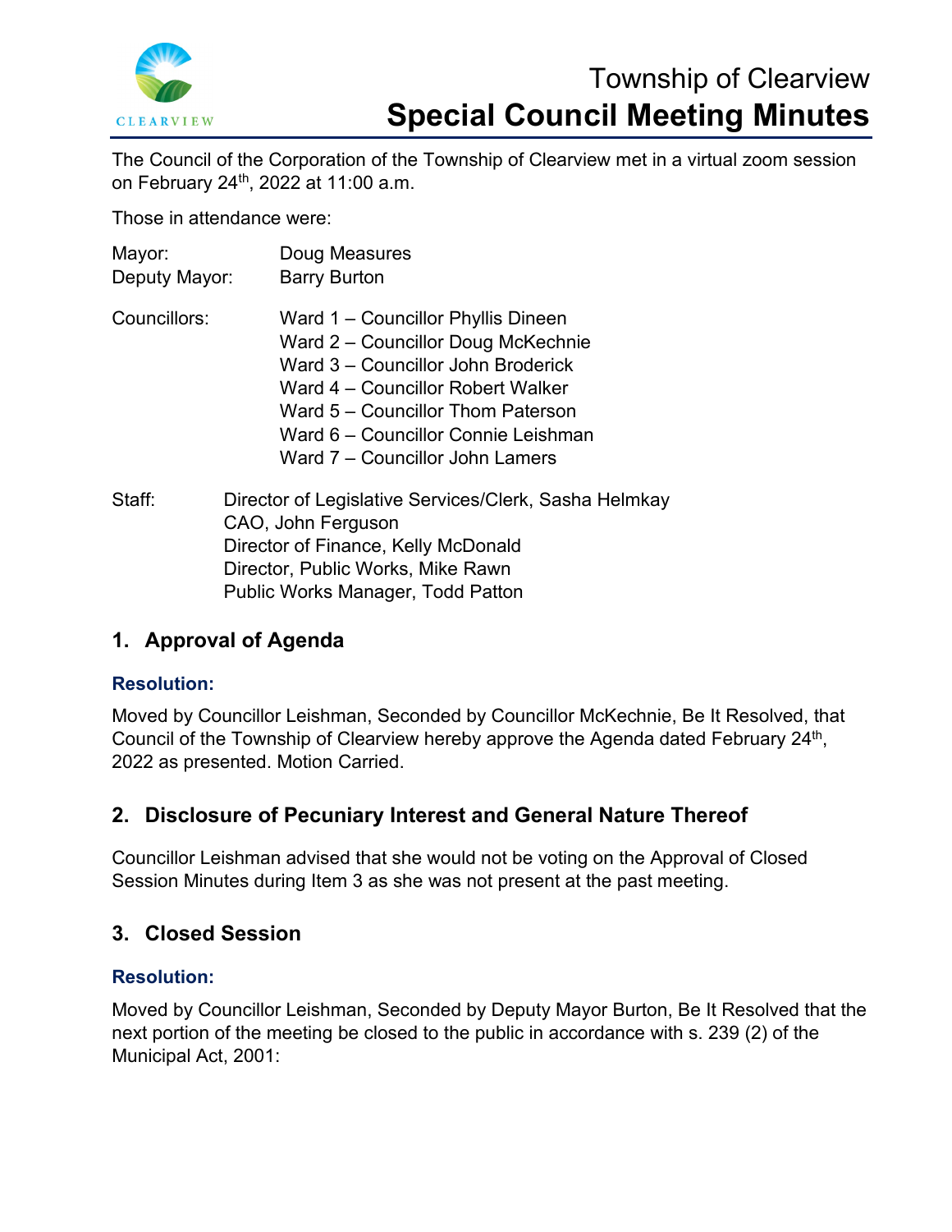# Township of Clearview
# Special Council Meeting Minutes

The Council of the Corporation of the Township of Clearview met in a virtual zoom session on February 24th, 2022 at 11:00 a.m.

Those in attendance were:

Mayor: Doug Measures
Deputy Mayor: Barry Burton

Councillors:
Ward 1 – Councillor Phyllis Dineen
Ward 2 – Councillor Doug McKechnie
Ward 3 – Councillor John Broderick
Ward 4 – Councillor Robert Walker
Ward 5 – Councillor Thom Paterson
Ward 6 – Councillor Connie Leishman
Ward 7 – Councillor John Lamers

Staff:
Director of Legislative Services/Clerk, Sasha Helmkay
CAO, John Ferguson
Director of Finance, Kelly McDonald
Director, Public Works, Mike Rawn
Public Works Manager, Todd Patton

## 1. Approval of Agenda

**Resolution:**

Moved by Councillor Leishman, Seconded by Councillor McKechnie, Be It Resolved, that Council of the Township of Clearview hereby approve the Agenda dated February 24th, 2022 as presented. Motion Carried.

## 2. Disclosure of Pecuniary Interest and General Nature Thereof

Councillor Leishman advised that she would not be voting on the Approval of Closed Session Minutes during Item 3 as she was not present at the past meeting.

## 3. Closed Session

**Resolution:**

Moved by Councillor Leishman, Seconded by Deputy Mayor Burton, Be It Resolved that the next portion of the meeting be closed to the public in accordance with s. 239 (2) of the Municipal Act, 2001: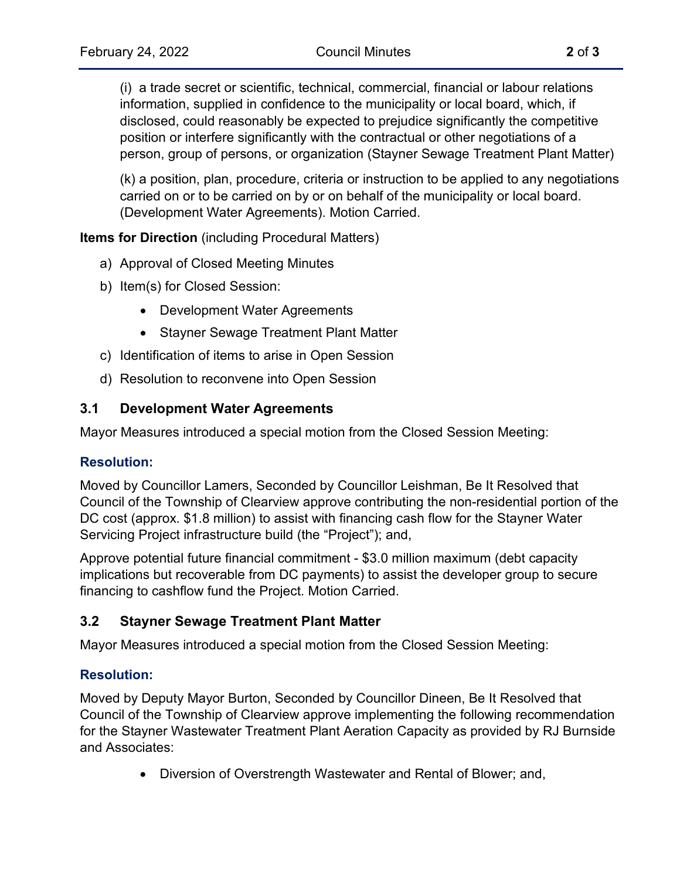(i) a trade secret or scientific, technical, commercial, financial or labour relations information, supplied in confidence to the municipality or local board, which, if disclosed, could reasonably be expected to prejudice significantly the competitive position or interfere significantly with the contractual or other negotiations of a person, group of persons, or organization (Stayner Sewage Treatment Plant Matter)

(k) a position, plan, procedure, criteria or instruction to be applied to any negotiations carried on or to be carried on by or on behalf of the municipality or local board. (Development Water Agreements). Motion Carried.

**Items for Direction** (including Procedural Matters)

a) Approval of Closed Meeting Minutes
b) Item(s) for Closed Session:
    - Development Water Agreements
    - Stayner Sewage Treatment Plant Matter
c) Identification of items to arise in Open Session
d) Resolution to reconvene into Open Session

### 3.1 Development Water Agreements

Mayor Measures introduced a special motion from the Closed Session Meeting:

**Resolution:**

Moved by Councillor Lamers, Seconded by Councillor Leishman, Be It Resolved that Council of the Township of Clearview approve contributing the non-residential portion of the DC cost (approx. $1.8 million) to assist with financing cash flow for the Stayner Water Servicing Project infrastructure build (the "Project"); and,

Approve potential future financial commitment - $3.0 million maximum (debt capacity implications but recoverable from DC payments) to assist the developer group to secure financing to cashflow fund the Project. Motion Carried.

### 3.2 Stayner Sewage Treatment Plant Matter

Mayor Measures introduced a special motion from the Closed Session Meeting:

**Resolution:**

Moved by Deputy Mayor Burton, Seconded by Councillor Dineen, Be It Resolved that Council of the Township of Clearview approve implementing the following recommendation for the Stayner Wastewater Treatment Plant Aeration Capacity as provided by RJ Burnside and Associates:

- Diversion of Overstrength Wastewater and Rental of Blower; and,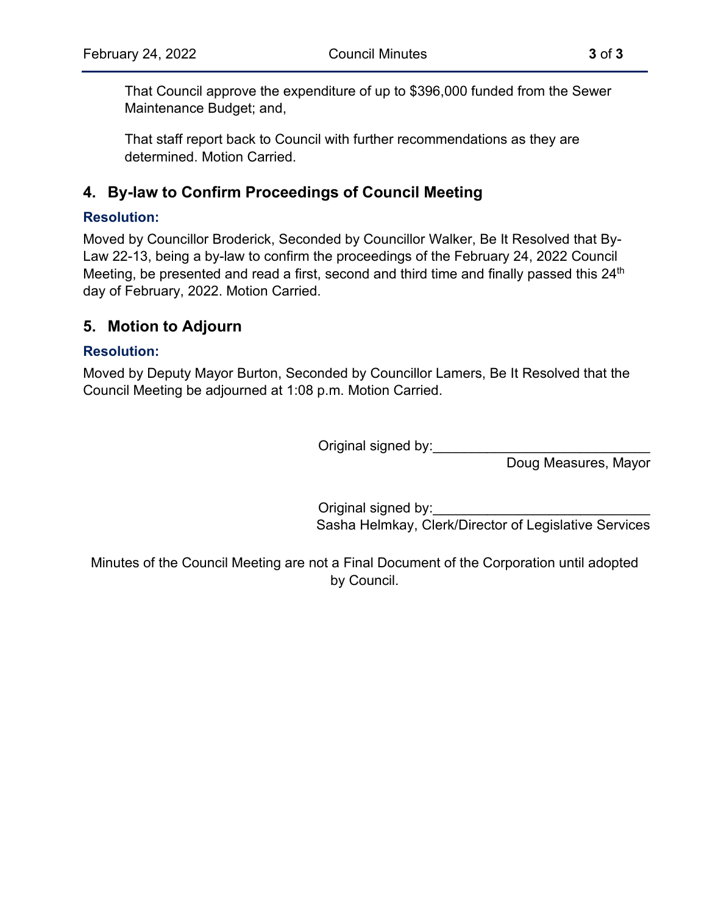That Council approve the expenditure of up to $396,000 funded from the Sewer Maintenance Budget; and,

That staff report back to Council with further recommendations as they are determined. Motion Carried.

## 4. By-law to Confirm Proceedings of Council Meeting

**Resolution:**

Moved by Councillor Broderick, Seconded by Councillor Walker, Be It Resolved that By-Law 22-13, being a by-law to confirm the proceedings of the February 24, 2022 Council Meeting, be presented and read a first, second and third time and finally passed this 24th day of February, 2022. Motion Carried.

## 5. Motion to Adjourn

**Resolution:**

Moved by Deputy Mayor Burton, Seconded by Councillor Lamers, Be It Resolved that the Council Meeting be adjourned at 1:08 p.m. Motion Carried.

Original signed by:____________________________
Doug Measures, Mayor

Original signed by:____________________________
Sasha Helmkay, Clerk/Director of Legislative Services

Minutes of the Council Meeting are not a Final Document of the Corporation until adopted by Council.